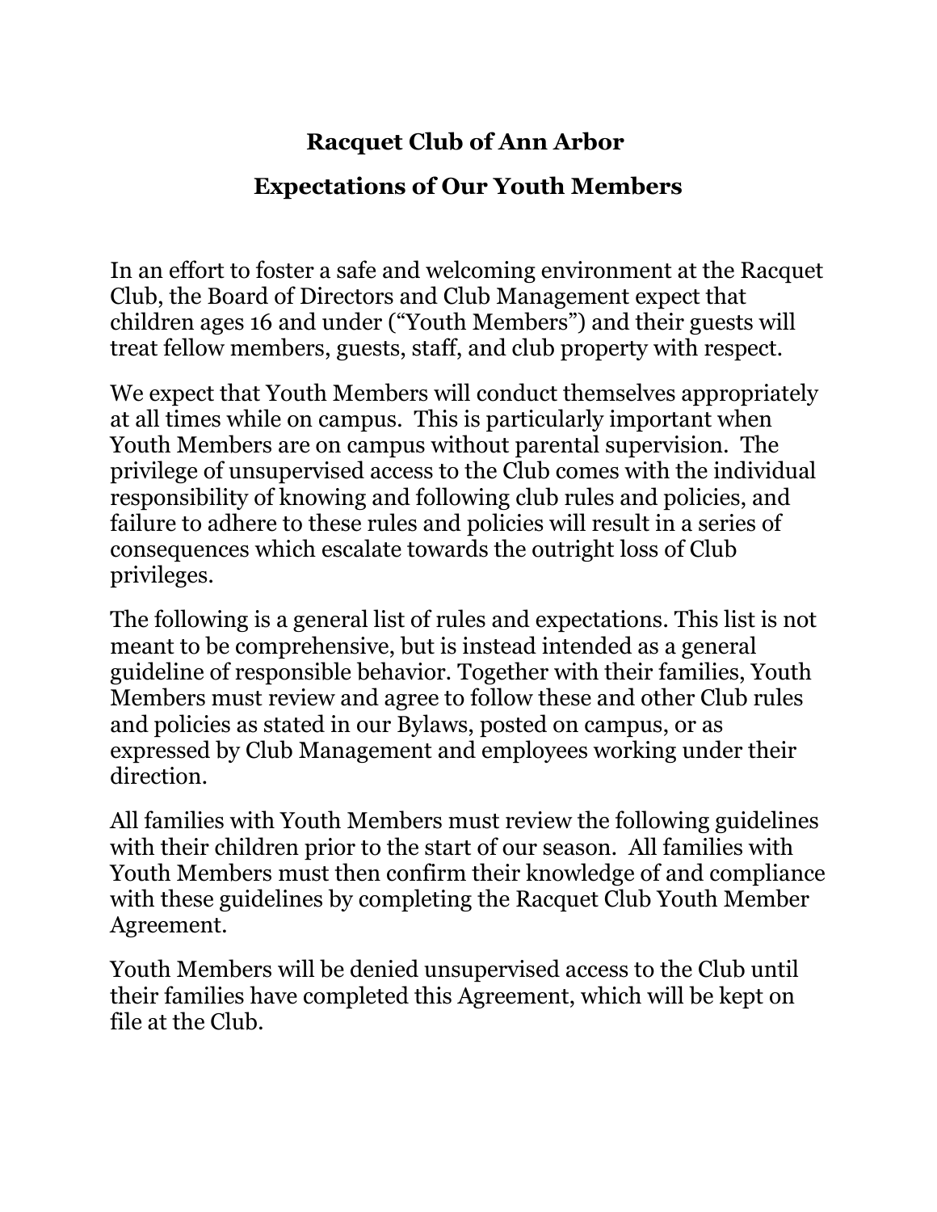# Racquet Club of Ann Arbor

## Expectations of Our Youth Members

In an effort to foster a safe and welcoming environment at the Racquet Club, the Board of Directors and Club Management expect that children ages 16 and under ("Youth Members") and their guests will treat fellow members, guests, staff, and club property with respect.

We expect that Youth Members will conduct themselves appropriately at all times while on campus. This is particularly important when Youth Members are on campus without parental supervision. The privilege of unsupervised access to the Club comes with the individual responsibility of knowing and following club rules and policies, and failure to adhere to these rules and policies will result in a series of consequences which escalate towards the outright loss of Club privileges.

The following is a general list of rules and expectations. This list is not meant to be comprehensive, but is instead intended as a general guideline of responsible behavior. Together with their families, Youth Members must review and agree to follow these and other Club rules and policies as stated in our Bylaws, posted on campus, or as expressed by Club Management and employees working under their direction.

All families with Youth Members must review the following guidelines with their children prior to the start of our season. All families with Youth Members must then confirm their knowledge of and compliance with these guidelines by completing the Racquet Club Youth Member Agreement.

Youth Members will be denied unsupervised access to the Club until their families have completed this Agreement, which will be kept on file at the Club.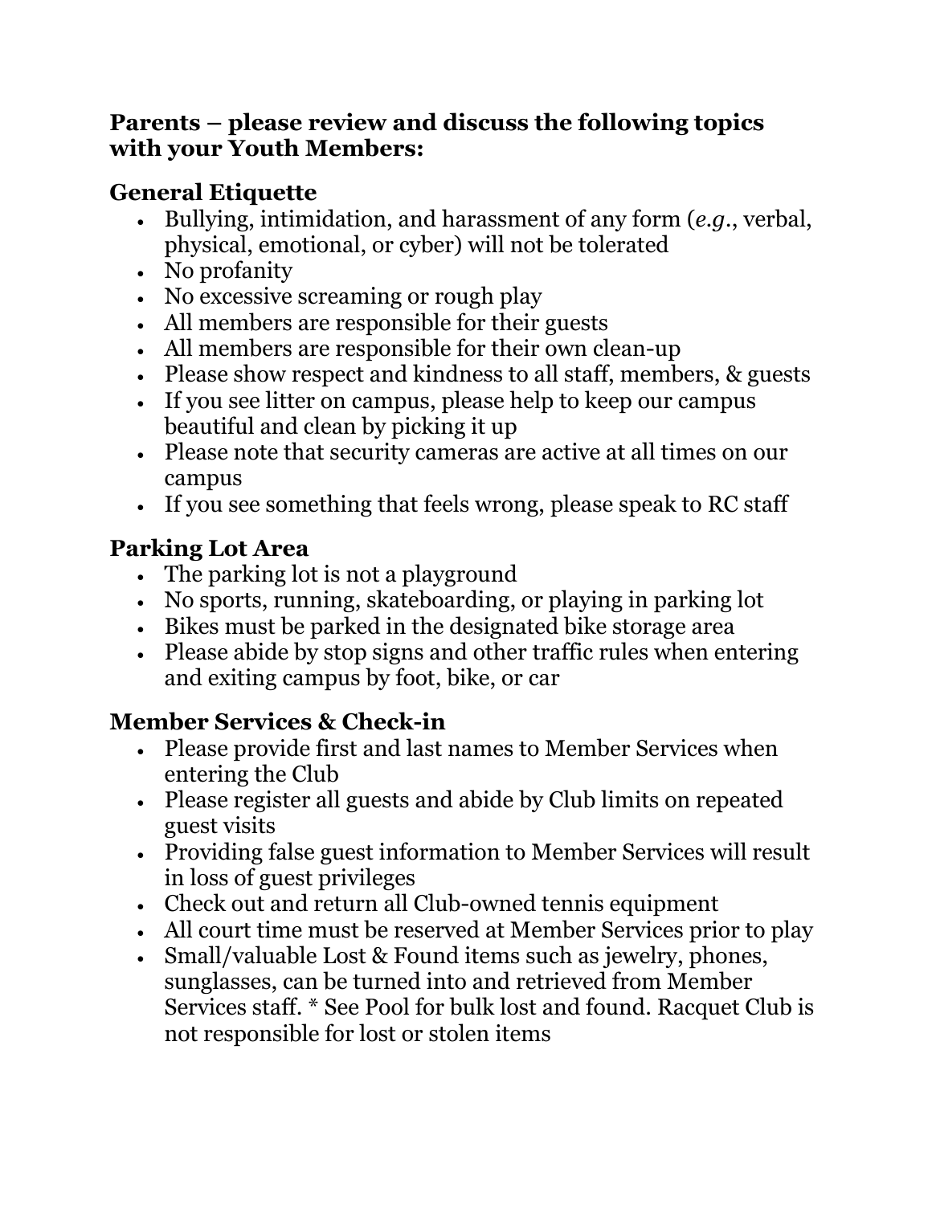**Parents – please review and discuss the following topics with your Youth Members:**

## General Etiquette

- Bullying, intimidation, and harassment of any form (*e.g*., verbal, physical, emotional, or cyber) will not be tolerated
- No profanity
- No excessive screaming or rough play
- All members are responsible for their guests
- All members are responsible for their own clean-up
- Please show respect and kindness to all staff, members, & guests
- If you see litter on campus, please help to keep our campus beautiful and clean by picking it up
- Please note that security cameras are active at all times on our campus
- If you see something that feels wrong, please speak to RC staff

## Parking Lot Area

- The parking lot is not a playground
- No sports, running, skateboarding, or playing in parking lot
- Bikes must be parked in the designated bike storage area
- Please abide by stop signs and other traffic rules when entering and exiting campus by foot, bike, or car

## Member Services & Check-in

- Please provide first and last names to Member Services when entering the Club
- Please register all guests and abide by Club limits on repeated guest visits
- Providing false guest information to Member Services will result in loss of guest privileges
- Check out and return all Club-owned tennis equipment
- All court time must be reserved at Member Services prior to play
- Small/valuable Lost & Found items such as jewelry, phones, sunglasses, can be turned into and retrieved from Member Services staff. * See Pool for bulk lost and found. Racquet Club is not responsible for lost or stolen items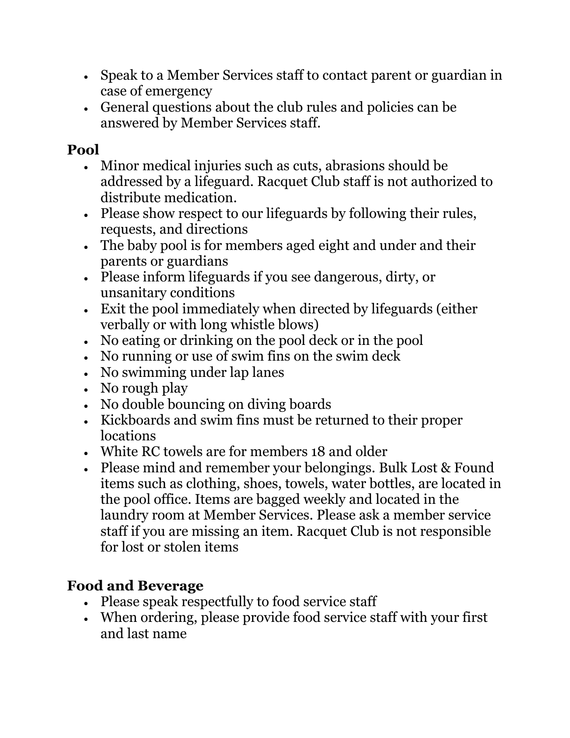- Speak to a Member Services staff to contact parent or guardian in case of emergency
- General questions about the club rules and policies can be answered by Member Services staff.

## Pool

- Minor medical injuries such as cuts, abrasions should be addressed by a lifeguard. Racquet Club staff is not authorized to distribute medication.
- Please show respect to our lifeguards by following their rules, requests, and directions
- The baby pool is for members aged eight and under and their parents or guardians
- Please inform lifeguards if you see dangerous, dirty, or unsanitary conditions
- Exit the pool immediately when directed by lifeguards (either verbally or with long whistle blows)
- No eating or drinking on the pool deck or in the pool
- No running or use of swim fins on the swim deck
- No swimming under lap lanes
- No rough play
- No double bouncing on diving boards
- Kickboards and swim fins must be returned to their proper locations
- White RC towels are for members 18 and older
- Please mind and remember your belongings. Bulk Lost & Found items such as clothing, shoes, towels, water bottles, are located in the pool office. Items are bagged weekly and located in the laundry room at Member Services. Please ask a member service staff if you are missing an item. Racquet Club is not responsible for lost or stolen items

## Food and Beverage

- Please speak respectfully to food service staff
- When ordering, please provide food service staff with your first and last name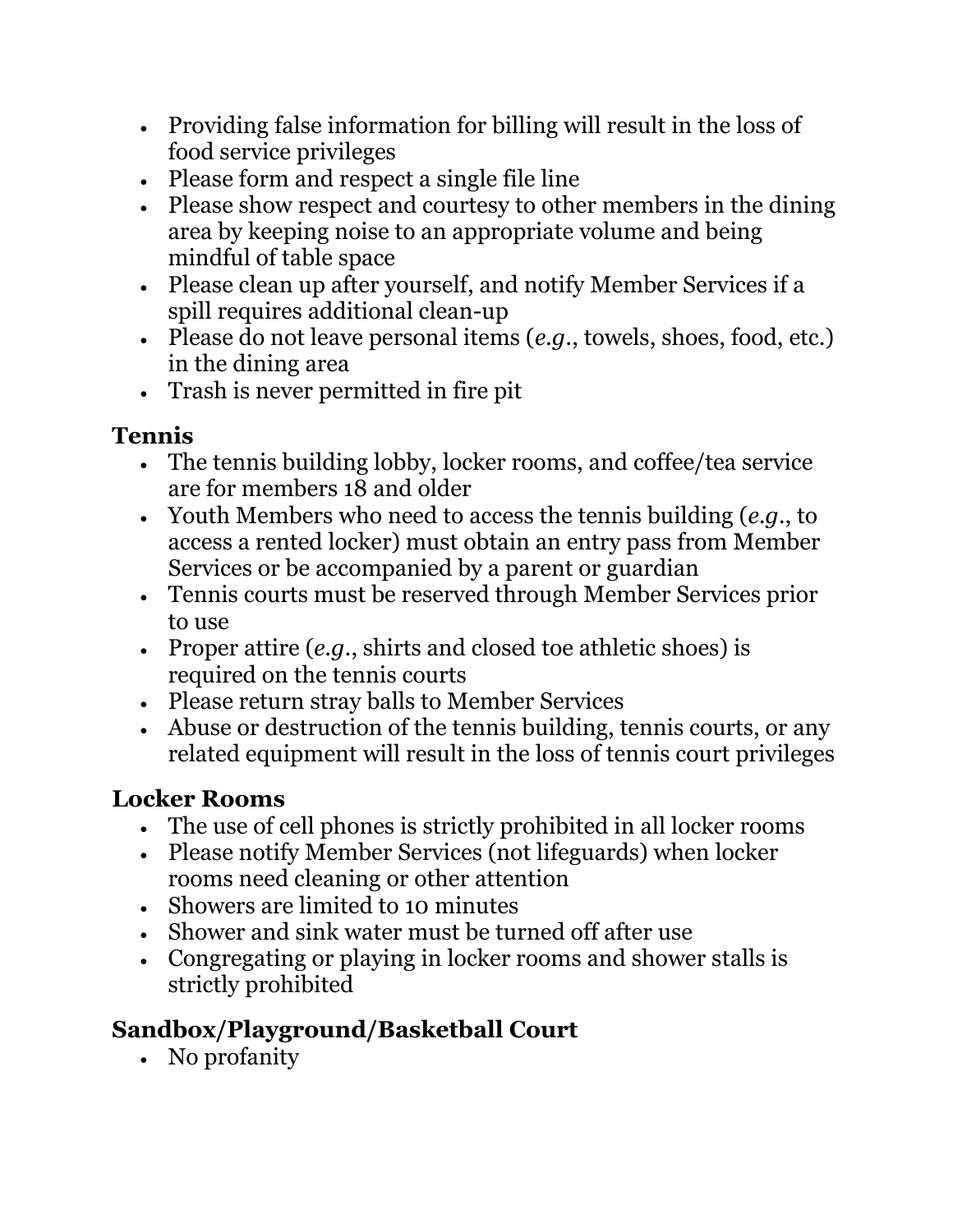- Providing false information for billing will result in the loss of food service privileges
- Please form and respect a single file line
- Please show respect and courtesy to other members in the dining area by keeping noise to an appropriate volume and being mindful of table space
- Please clean up after yourself, and notify Member Services if a spill requires additional clean-up
- Please do not leave personal items (*e.g.*, towels, shoes, food, etc.) in the dining area
- Trash is never permitted in fire pit

## Tennis

- The tennis building lobby, locker rooms, and coffee/tea service are for members 18 and older
- Youth Members who need to access the tennis building (*e.g.*, to access a rented locker) must obtain an entry pass from Member Services or be accompanied by a parent or guardian
- Tennis courts must be reserved through Member Services prior to use
- Proper attire (*e.g.*, shirts and closed toe athletic shoes) is required on the tennis courts
- Please return stray balls to Member Services
- Abuse or destruction of the tennis building, tennis courts, or any related equipment will result in the loss of tennis court privileges

## Locker Rooms

- The use of cell phones is strictly prohibited in all locker rooms
- Please notify Member Services (not lifeguards) when locker rooms need cleaning or other attention
- Showers are limited to 10 minutes
- Shower and sink water must be turned off after use
- Congregating or playing in locker rooms and shower stalls is strictly prohibited

## Sandbox/Playground/Basketball Court

- No profanity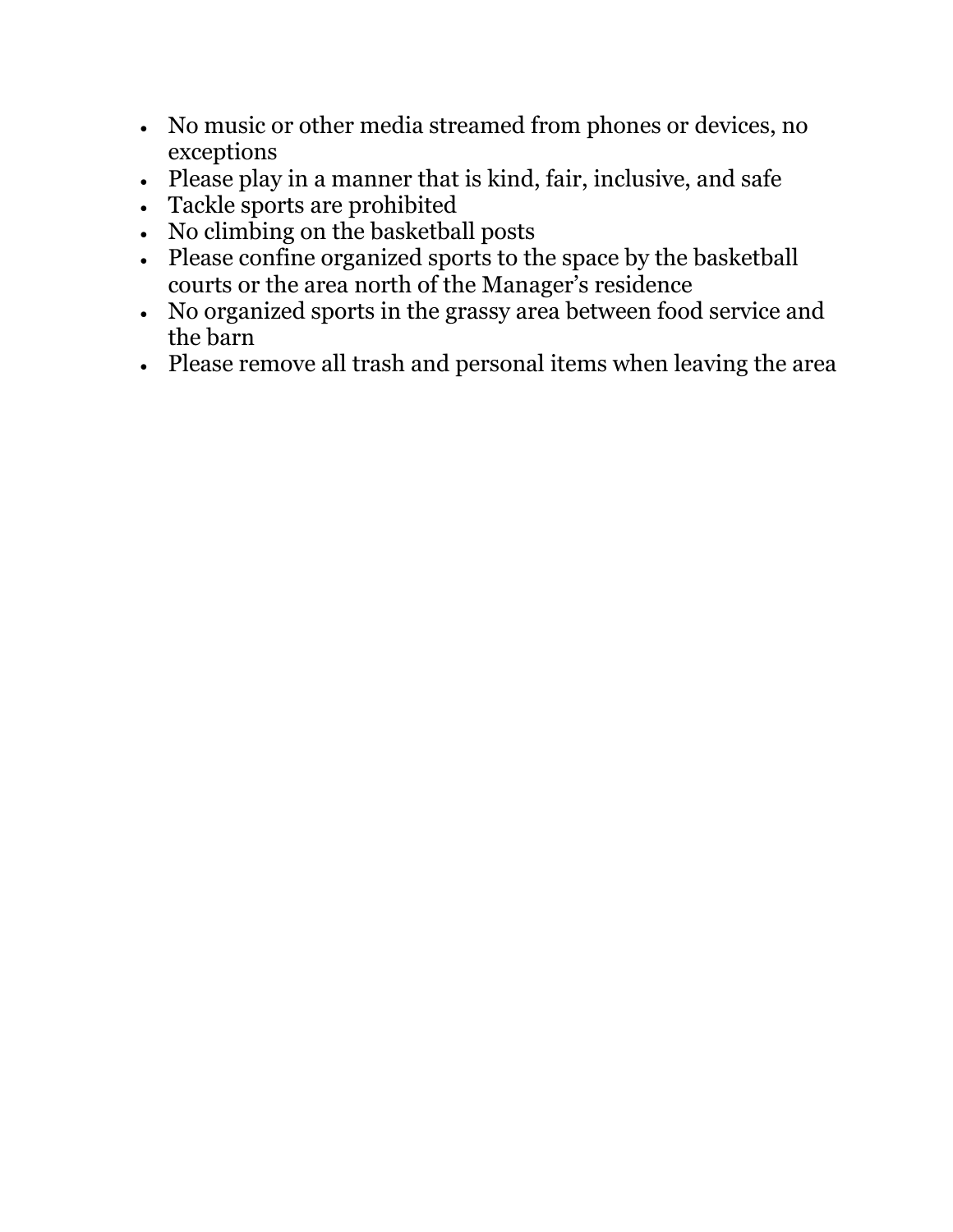- No music or other media streamed from phones or devices, no exceptions
- Please play in a manner that is kind, fair, inclusive, and safe
- Tackle sports are prohibited
- No climbing on the basketball posts
- Please confine organized sports to the space by the basketball courts or the area north of the Manager's residence
- No organized sports in the grassy area between food service and the barn
- Please remove all trash and personal items when leaving the area